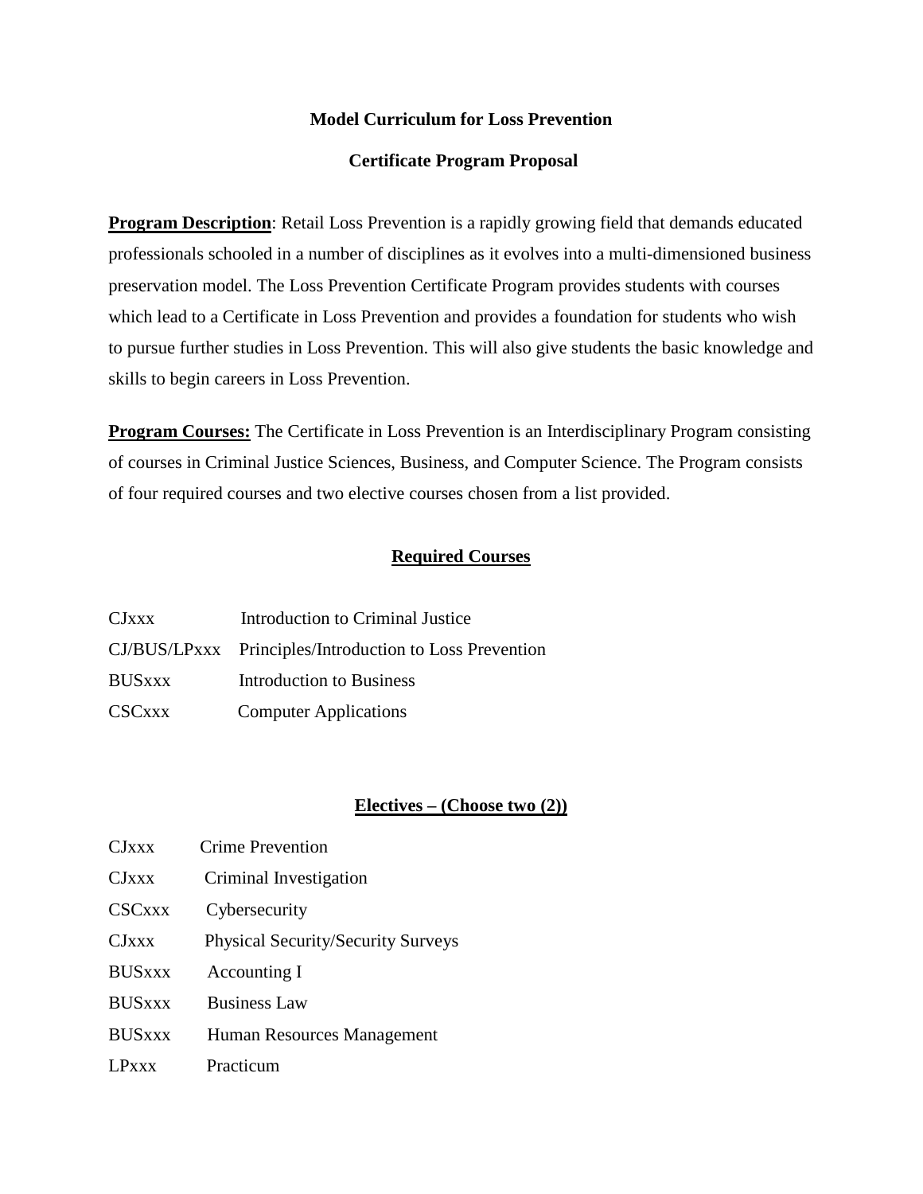# Model Curriculum for Loss Prevention

## Certificate Program Proposal

**Program Description**: Retail Loss Prevention is a rapidly growing field that demands educated professionals schooled in a number of disciplines as it evolves into a multi-dimensioned business preservation model. The Loss Prevention Certificate Program provides students with courses which lead to a Certificate in Loss Prevention and provides a foundation for students who wish to pursue further studies in Loss Prevention. This will also give students the basic knowledge and skills to begin careers in Loss Prevention.

**Program Courses:** The Certificate in Loss Prevention is an Interdisciplinary Program consisting of courses in Criminal Justice Sciences, Business, and Computer Science. The Program consists of four required courses and two elective courses chosen from a list provided.

### Required Courses

| | |
|---|---|
| CJxxx | Introduction to Criminal Justice |
| CJ/BUS/LPxxx | Principles/Introduction to Loss Prevention |
| BUSxxx | Introduction to Business |
| CSCxxx | Computer Applications |

### Electives – (Choose two (2))

| | |
|---|---|
| CJxxx | Crime Prevention |
| CJxxx | Criminal Investigation |
| CSCxxx | Cybersecurity |
| CJxxx | Physical Security/Security Surveys |
| BUSxxx | Accounting I |
| BUSxxx | Business Law |
| BUSxxx | Human Resources Management |
| LPxxx | Practicum |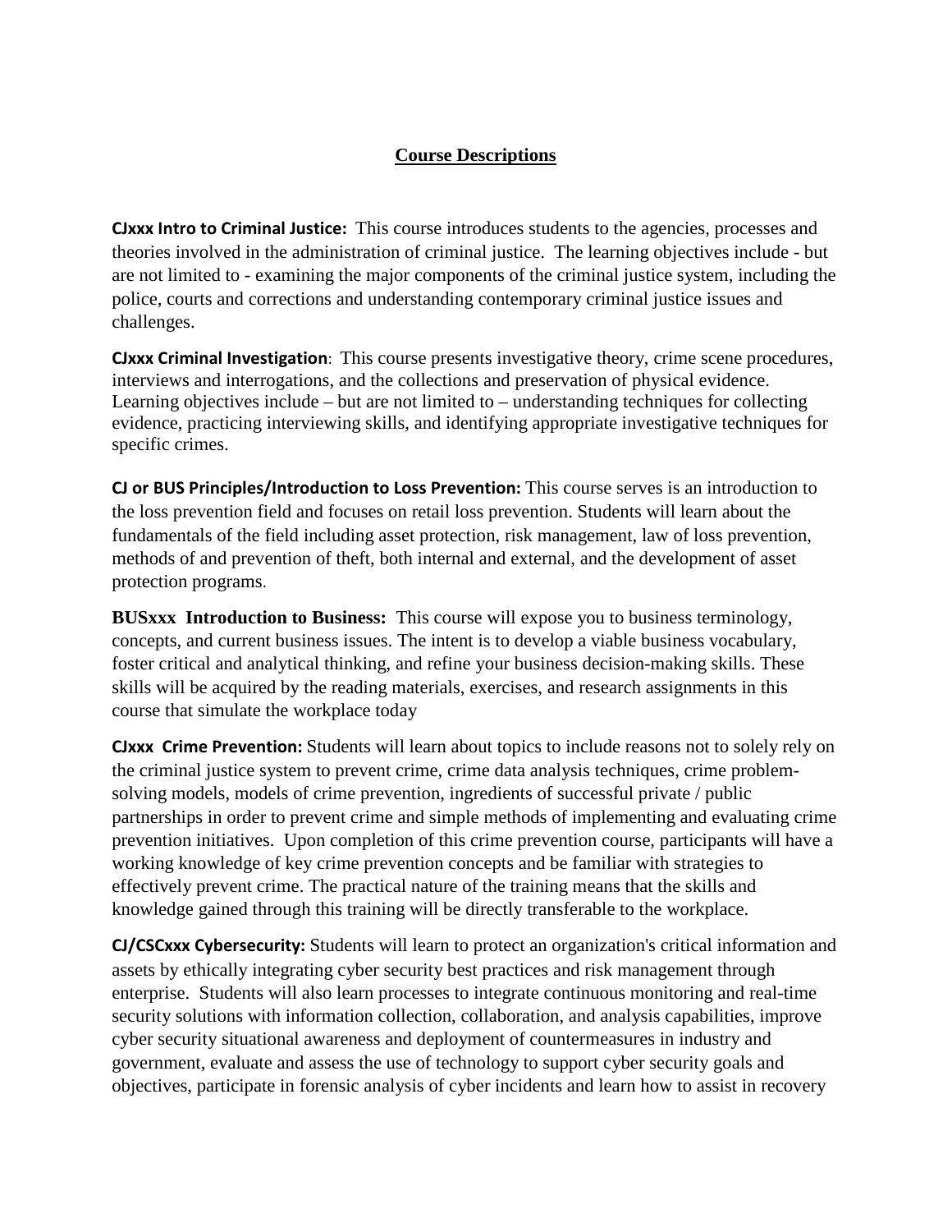## Course Descriptions

**CJxxx Intro to Criminal Justice:** This course introduces students to the agencies, processes and theories involved in the administration of criminal justice. The learning objectives include - but are not limited to - examining the major components of the criminal justice system, including the police, courts and corrections and understanding contemporary criminal justice issues and challenges.

**CJxxx Criminal Investigation**: This course presents investigative theory, crime scene procedures, interviews and interrogations, and the collections and preservation of physical evidence. Learning objectives include – but are not limited to – understanding techniques for collecting evidence, practicing interviewing skills, and identifying appropriate investigative techniques for specific crimes.

**CJ or BUS Principles/Introduction to Loss Prevention:** This course serves is an introduction to the loss prevention field and focuses on retail loss prevention. Students will learn about the fundamentals of the field including asset protection, risk management, law of loss prevention, methods of and prevention of theft, both internal and external, and the development of asset protection programs.

**BUSxxx Introduction to Business:** This course will expose you to business terminology, concepts, and current business issues. The intent is to develop a viable business vocabulary, foster critical and analytical thinking, and refine your business decision-making skills. These skills will be acquired by the reading materials, exercises, and research assignments in this course that simulate the workplace today

**CJxxx Crime Prevention:** Students will learn about topics to include reasons not to solely rely on the criminal justice system to prevent crime, crime data analysis techniques, crime problem-solving models, models of crime prevention, ingredients of successful private / public partnerships in order to prevent crime and simple methods of implementing and evaluating crime prevention initiatives. Upon completion of this crime prevention course, participants will have a working knowledge of key crime prevention concepts and be familiar with strategies to effectively prevent crime. The practical nature of the training means that the skills and knowledge gained through this training will be directly transferable to the workplace.

**CJ/CSCxxx Cybersecurity:** Students will learn to protect an organization's critical information and assets by ethically integrating cyber security best practices and risk management through enterprise. Students will also learn processes to integrate continuous monitoring and real-time security solutions with information collection, collaboration, and analysis capabilities, improve cyber security situational awareness and deployment of countermeasures in industry and government, evaluate and assess the use of technology to support cyber security goals and objectives, participate in forensic analysis of cyber incidents and learn how to assist in recovery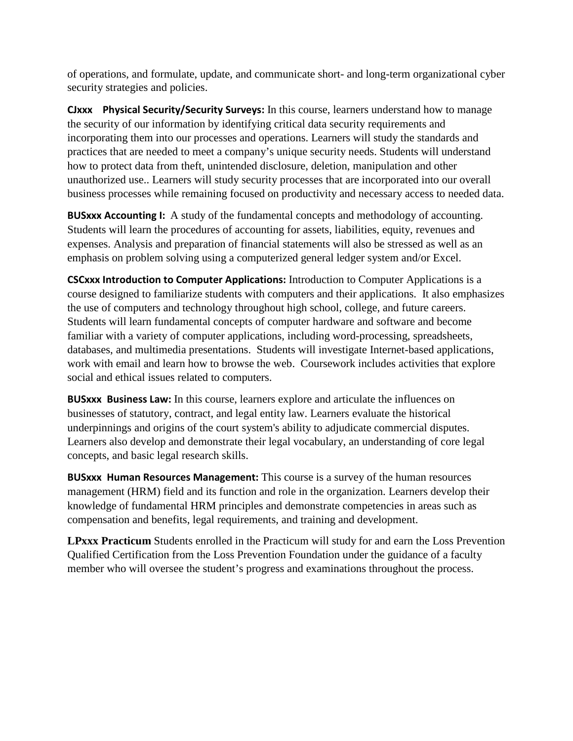of operations, and formulate, update, and communicate short- and long-term organizational cyber security strategies and policies.

**CJxxx Physical Security/Security Surveys:** In this course, learners understand how to manage the security of our information by identifying critical data security requirements and incorporating them into our processes and operations. Learners will study the standards and practices that are needed to meet a company's unique security needs. Students will understand how to protect data from theft, unintended disclosure, deletion, manipulation and other unauthorized use.. Learners will study security processes that are incorporated into our overall business processes while remaining focused on productivity and necessary access to needed data.

**BUSxxx Accounting I:** A study of the fundamental concepts and methodology of accounting. Students will learn the procedures of accounting for assets, liabilities, equity, revenues and expenses. Analysis and preparation of financial statements will also be stressed as well as an emphasis on problem solving using a computerized general ledger system and/or Excel.

**CSCxxx Introduction to Computer Applications:** Introduction to Computer Applications is a course designed to familiarize students with computers and their applications. It also emphasizes the use of computers and technology throughout high school, college, and future careers. Students will learn fundamental concepts of computer hardware and software and become familiar with a variety of computer applications, including word-processing, spreadsheets, databases, and multimedia presentations. Students will investigate Internet-based applications, work with email and learn how to browse the web. Coursework includes activities that explore social and ethical issues related to computers.

**BUSxxx Business Law:** In this course, learners explore and articulate the influences on businesses of statutory, contract, and legal entity law. Learners evaluate the historical underpinnings and origins of the court system's ability to adjudicate commercial disputes. Learners also develop and demonstrate their legal vocabulary, an understanding of core legal concepts, and basic legal research skills.

**BUSxxx Human Resources Management:** This course is a survey of the human resources management (HRM) field and its function and role in the organization. Learners develop their knowledge of fundamental HRM principles and demonstrate competencies in areas such as compensation and benefits, legal requirements, and training and development.

**LPxxx Practicum** Students enrolled in the Practicum will study for and earn the Loss Prevention Qualified Certification from the Loss Prevention Foundation under the guidance of a faculty member who will oversee the student's progress and examinations throughout the process.